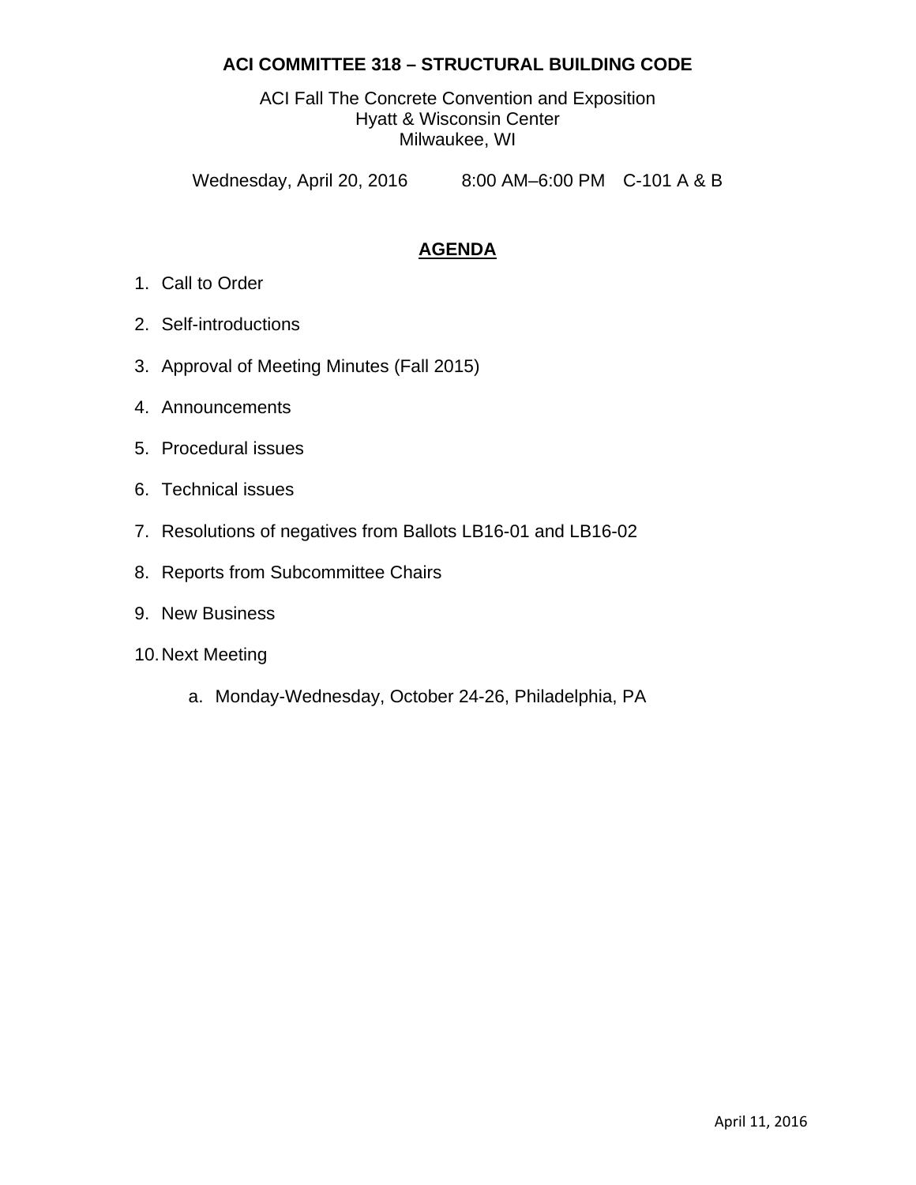# ACI COMMITTEE 318 – STRUCTURAL BUILDING CODE

ACI Fall The Concrete Convention and Exposition
Hyatt & Wisconsin Center
Milwaukee, WI

Wednesday, April 20, 2016 8:00 AM–6:00 PM C-101 A & B

## AGENDA

1. Call to Order
2. Self-introductions
3. Approval of Meeting Minutes (Fall 2015)
4. Announcements
5. Procedural issues
6. Technical issues
7. Resolutions of negatives from Ballots LB16-01 and LB16-02
8. Reports from Subcommittee Chairs
9. New Business
10. Next Meeting
    a. Monday-Wednesday, October 24-26, Philadelphia, PA

April 11, 2016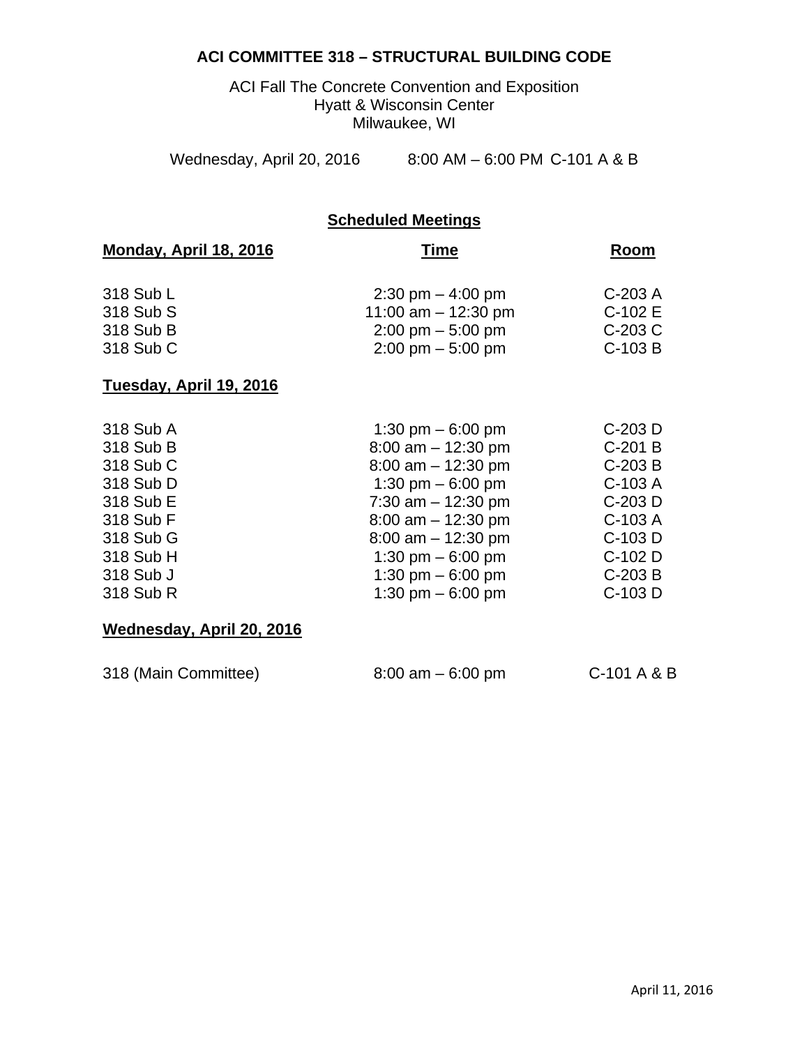**ACI COMMITTEE 318 – STRUCTURAL BUILDING CODE**

ACI Fall The Concrete Convention and Exposition
Hyatt & Wisconsin Center
Milwaukee, WI

Wednesday, April 20, 2016 8:00 AM – 6:00 PM C-101 A & B

**Scheduled Meetings**

| **Monday, April 18, 2016** | **Time** | **Room** |
|---|---|---|
| 318 Sub L | 2:30 pm – 4:00 pm | C-203 A |
| 318 Sub S | 11:00 am – 12:30 pm | C-102 E |
| 318 Sub B | 2:00 pm – 5:00 pm | C-203 C |
| 318 Sub C | 2:00 pm – 5:00 pm | C-103 B |
| **Tuesday, April 19, 2016** | | |
| 318 Sub A | 1:30 pm – 6:00 pm | C-203 D |
| 318 Sub B | 8:00 am – 12:30 pm | C-201 B |
| 318 Sub C | 8:00 am – 12:30 pm | C-203 B |
| 318 Sub D | 1:30 pm – 6:00 pm | C-103 A |
| 318 Sub E | 7:30 am – 12:30 pm | C-203 D |
| 318 Sub F | 8:00 am – 12:30 pm | C-103 A |
| 318 Sub G | 8:00 am – 12:30 pm | C-103 D |
| 318 Sub H | 1:30 pm – 6:00 pm | C-102 D |
| 318 Sub J | 1:30 pm – 6:00 pm | C-203 B |
| 318 Sub R | 1:30 pm – 6:00 pm | C-103 D |
| **Wednesday, April 20, 2016** | | |
| 318 (Main Committee) | 8:00 am – 6:00 pm | C-101 A & B |

April 11, 2016